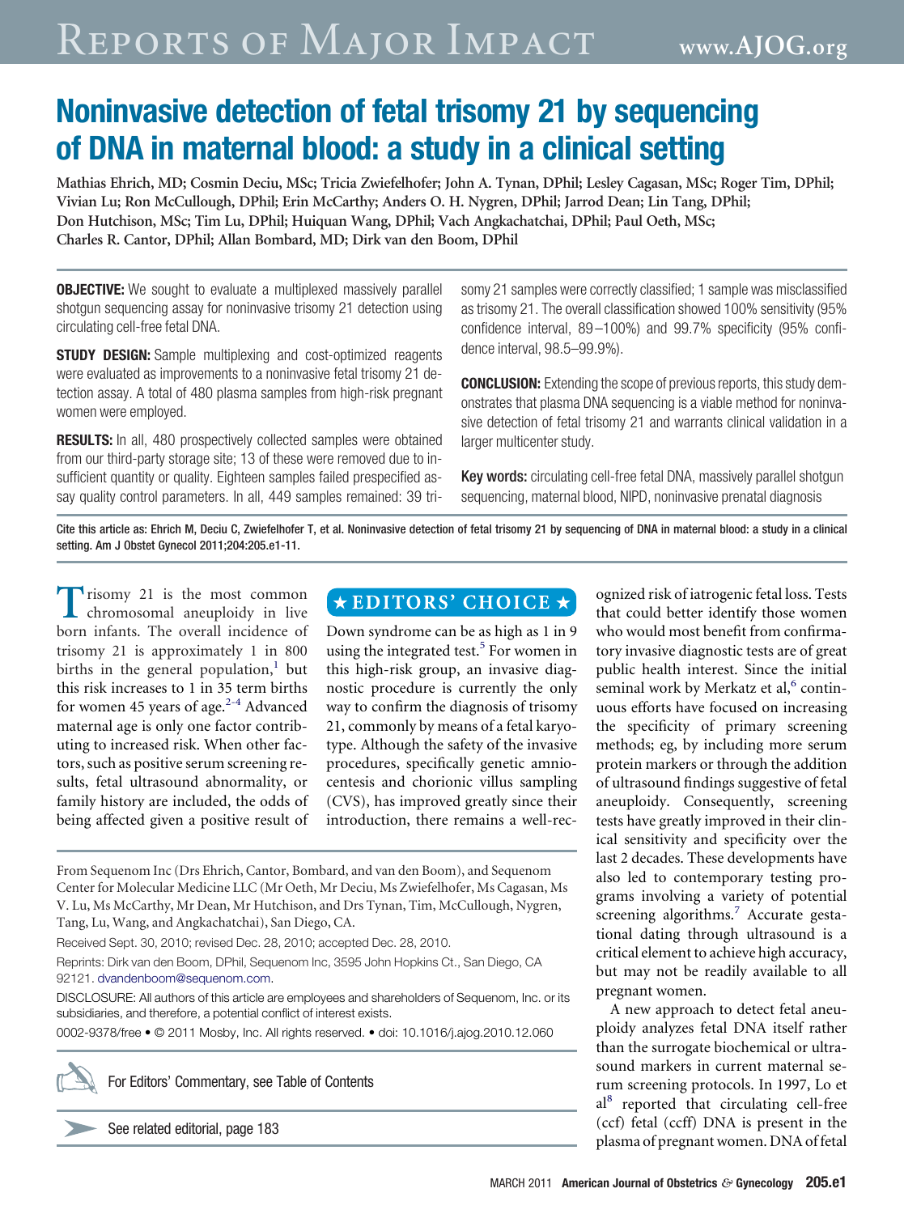# Noninvasive detection of fetal trisomy 21 by sequencing of DNA in maternal blood: a study in a clinical setting

Mathias Ehrich, MD; Cosmin Deciu, MSc; Tricia Zwiefelhofer; John A. Tynan, DPhil; Lesley Cagasan, MSc; Roger Tim, DPhil; Vivian Lu; Ron McCullough, DPhil; Erin McCarthy; Anders O. H. Nygren, DPhil; Jarrod Dean; Lin Tang, DPhil; Don Hutchison, MSc; Tim Lu, DPhil; Huiquan Wang, DPhil; Vach Angkachatchai, DPhil; Paul Oeth, MSc; Charles R. Cantor, DPhil; Allan Bombard, MD; Dirk van den Boom, DPhil

**OBJECTIVE:** We sought to evaluate a multiplexed massively parallel shotgun sequencing assay for noninvasive trisomy 21 detection using circulating cell-free fetal DNA.

**STUDY DESIGN:** Sample multiplexing and cost-optimized reagents were evaluated as improvements to a noninvasive fetal trisomy 21 detection assay. A total of 480 plasma samples from high-risk pregnant women were employed.

**RESULTS:** In all, 480 prospectively collected samples were obtained from our third-party storage site; 13 of these were removed due to insufficient quantity or quality. Eighteen samples failed prespecified assay quality control parameters. In all, 449 samples remained: 39 trisomy 21 samples were correctly classified; 1 sample was misclassified as trisomy 21. The overall classification showed 100% sensitivity (95% confidence interval, 89–100%) and 99.7% specificity (95% confidence interval, 98.5–99.9%).

**CONCLUSION:** Extending the scope of previous reports, this study demonstrates that plasma DNA sequencing is a viable method for noninvasive detection of fetal trisomy 21 and warrants clinical validation in a larger multicenter study.

**Key words:** circulating cell-free fetal DNA, massively parallel shotgun sequencing, maternal blood, NIPD, noninvasive prenatal diagnosis

Cite this article as: Ehrich M, Deciu C, Zwiefelhofer T, et al. Noninvasive detection of fetal trisomy 21 by sequencing of DNA in maternal blood: a study in a clinical setting. Am J Obstet Gynecol 2011;204:205.e1-11.

★ EDITORS' CHOICE ★

Trisomy 21 is the most common chromosomal aneuploidy in live born infants. The overall incidence of trisomy 21 is approximately 1 in 800 births in the general population,[1] but this risk increases to 1 in 35 term births for women 45 years of age.[2-4] Advanced maternal age is only one factor contributing to increased risk. When other factors, such as positive serum screening results, fetal ultrasound abnormality, or family history are included, the odds of being affected given a positive result of Down syndrome can be as high as 1 in 9 using the integrated test.[5] For women in this high-risk group, an invasive diagnostic procedure is currently the only way to confirm the diagnosis of trisomy 21, commonly by means of a fetal karyotype. Although the safety of the invasive procedures, specifically genetic amniocentesis and chorionic villus sampling (CVS), has improved greatly since their introduction, there remains a well-recognized risk of iatrogenic fetal loss. Tests that could better identify those women who would most benefit from confirmatory invasive diagnostic tests are of great public health interest. Since the initial seminal work by Merkatz et al,[6] continuous efforts have focused on increasing the specificity of primary screening methods; eg, by including more serum protein markers or through the addition of ultrasound findings suggestive of fetal aneuploidy. Consequently, screening tests have greatly improved in their clinical sensitivity and specificity over the last 2 decades. These developments have also led to contemporary testing programs involving a variety of potential screening algorithms.[7] Accurate gestational dating through ultrasound is a critical element to achieve high accuracy, but may not be readily available to all pregnant women.

A new approach to detect fetal aneuploidy analyzes fetal DNA itself rather than the surrogate biochemical or ultrasound markers in current maternal serum screening protocols. In 1997, Lo et al[8] reported that circulating cell-free (ccf) fetal (ccff) DNA is present in the plasma of pregnant women. DNA of fetal

From Sequenom Inc (Drs Ehrich, Cantor, Bombard, and van den Boom), and Sequenom Center for Molecular Medicine LLC (Mr Oeth, Mr Deciu, Ms Zwiefelhofer, Ms Cagasan, Ms V. Lu, Ms McCarthy, Mr Dean, Mr Hutchison, and Drs Tynan, Tim, McCullough, Nygren, Tang, Lu, Wang, and Angkachatchai), San Diego, CA.

Received Sept. 30, 2010; revised Dec. 28, 2010; accepted Dec. 28, 2010.

Reprints: Dirk van den Boom, DPhil, Sequenom Inc, 3595 John Hopkins Ct., San Diego, CA 92121. dvandenboom@sequenom.com.

DISCLOSURE: All authors of this article are employees and shareholders of Sequenom, Inc. or its subsidiaries, and therefore, a potential conflict of interest exists.

0002-9378/free • © 2011 Mosby, Inc. All rights reserved. • doi: 10.1016/j.ajog.2010.12.060

For Editors' Commentary, see Table of Contents

See related editorial, page 183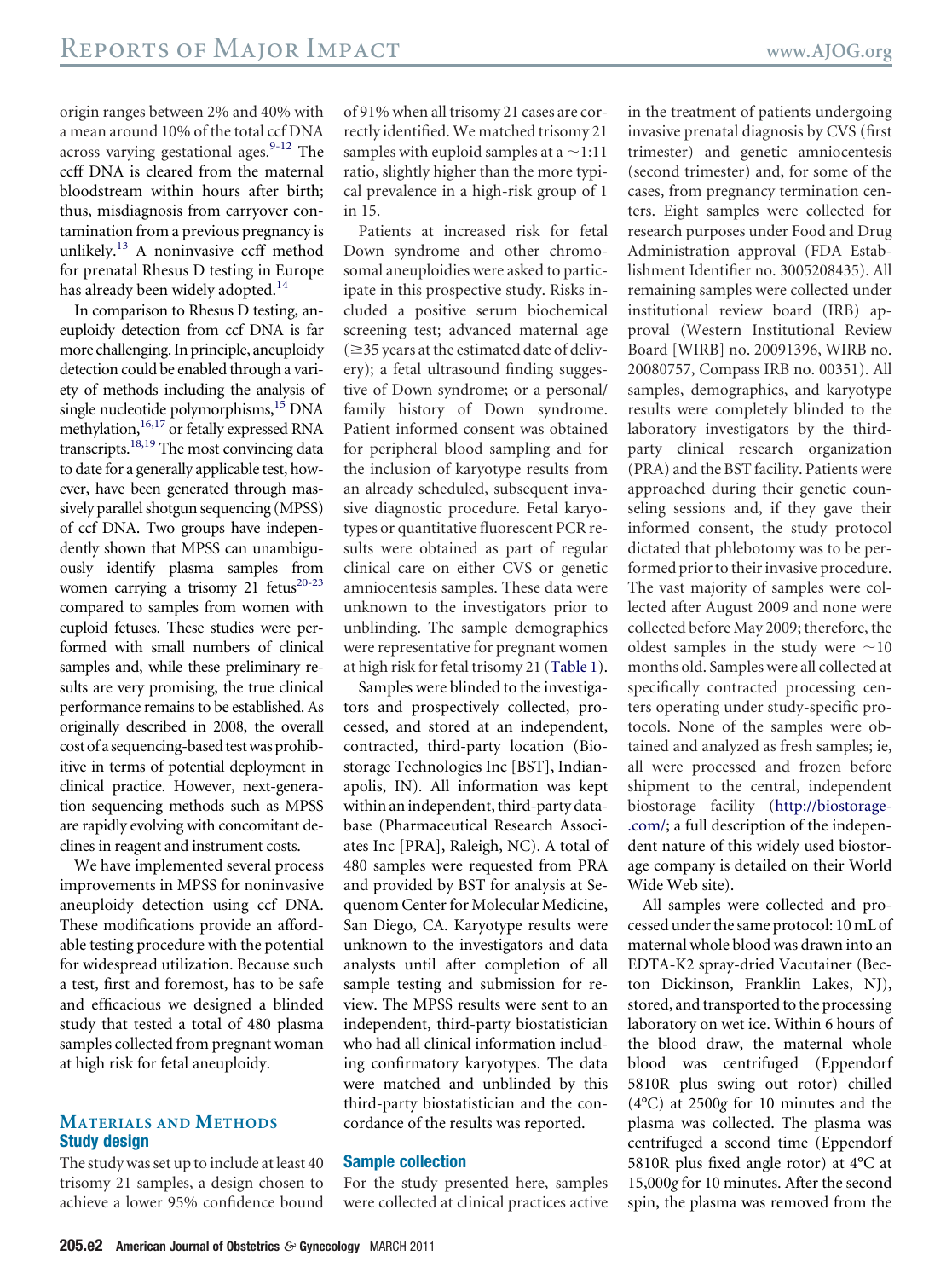origin ranges between 2% and 40% with a mean around 10% of the total ccf DNA across varying gestational ages.[9-12] The ccff DNA is cleared from the maternal bloodstream within hours after birth; thus, misdiagnosis from carryover contamination from a previous pregnancy is unlikely.[13] A noninvasive ccff method for prenatal Rhesus D testing in Europe has already been widely adopted.[14]

In comparison to Rhesus D testing, aneuploidy detection from ccf DNA is far more challenging. In principle, aneuploidy detection could be enabled through a variety of methods including the analysis of single nucleotide polymorphisms,[15] DNA methylation,[16,17] or fetally expressed RNA transcripts.[18,19] The most convincing data to date for a generally applicable test, however, have been generated through massively parallel shotgun sequencing (MPSS) of ccf DNA. Two groups have independently shown that MPSS can unambiguously identify plasma samples from women carrying a trisomy 21 fetus[20-23] compared to samples from women with euploid fetuses. These studies were performed with small numbers of clinical samples and, while these preliminary results are very promising, the true clinical performance remains to be established. As originally described in 2008, the overall cost of a sequencing-based test was prohibitive in terms of potential deployment in clinical practice. However, next-generation sequencing methods such as MPSS are rapidly evolving with concomitant declines in reagent and instrument costs.

We have implemented several process improvements in MPSS for noninvasive aneuploidy detection using ccf DNA. These modifications provide an affordable testing procedure with the potential for widespread utilization. Because such a test, first and foremost, has to be safe and efficacious we designed a blinded study that tested a total of 480 plasma samples collected from pregnant woman at high risk for fetal aneuploidy.

## Materials and Methods

### Study design

The study was set up to include at least 40 trisomy 21 samples, a design chosen to achieve a lower 95% confidence bound of 91% when all trisomy 21 cases are correctly identified. We matched trisomy 21 samples with euploid samples at a ~1:11 ratio, slightly higher than the more typical prevalence in a high-risk group of 1 in 15.

Patients at increased risk for fetal Down syndrome and other chromosomal aneuploidies were asked to participate in this prospective study. Risks included a positive serum biochemical screening test; advanced maternal age (≥35 years at the estimated date of delivery); a fetal ultrasound finding suggestive of Down syndrome; or a personal/family history of Down syndrome. Patient informed consent was obtained for peripheral blood sampling and for the inclusion of karyotype results from an already scheduled, subsequent invasive diagnostic procedure. Fetal karyotypes or quantitative fluorescent PCR results were obtained as part of regular clinical care on either CVS or genetic amniocentesis samples. These data were unknown to the investigators prior to unblinding. The sample demographics were representative for pregnant women at high risk for fetal trisomy 21 (Table 1).

Samples were blinded to the investigators and prospectively collected, processed, and stored at an independent, contracted, third-party location (Biostorage Technologies Inc [BST], Indianapolis, IN). All information was kept within an independent, third-party database (Pharmaceutical Research Associates Inc [PRA], Raleigh, NC). A total of 480 samples were requested from PRA and provided by BST for analysis at Sequenom Center for Molecular Medicine, San Diego, CA. Karyotype results were unknown to the investigators and data analysts until after completion of all sample testing and submission for review. The MPSS results were sent to an independent, third-party biostatistician who had all clinical information including confirmatory karyotypes. The data were matched and unblinded by this third-party biostatistician and the concordance of the results was reported.

### Sample collection

For the study presented here, samples were collected at clinical practices active in the treatment of patients undergoing invasive prenatal diagnosis by CVS (first trimester) and genetic amniocentesis (second trimester) and, for some of the cases, from pregnancy termination centers. Eight samples were collected for research purposes under Food and Drug Administration approval (FDA Establishment Identifier no. 3005208435). All remaining samples were collected under institutional review board (IRB) approval (Western Institutional Review Board [WIRB] no. 20091396, WIRB no. 20080757, Compass IRB no. 00351). All samples, demographics, and karyotype results were completely blinded to the laboratory investigators by the third-party clinical research organization (PRA) and the BST facility. Patients were approached during their genetic counseling sessions and, if they gave their informed consent, the study protocol dictated that phlebotomy was to be performed prior to their invasive procedure. The vast majority of samples were collected after August 2009 and none were collected before May 2009; therefore, the oldest samples in the study were ~10 months old. Samples were all collected at specifically contracted processing centers operating under study-specific protocols. None of the samples were obtained and analyzed as fresh samples; ie, all were processed and frozen before shipment to the central, independent biostorage facility (http://biostorage.com/; a full description of the independent nature of this widely used biostorage company is detailed on their World Wide Web site).

All samples were collected and processed under the same protocol: 10 mL of maternal whole blood was drawn into an EDTA-K2 spray-dried Vacutainer (Becton Dickinson, Franklin Lakes, NJ), stored, and transported to the processing laboratory on wet ice. Within 6 hours of the blood draw, the maternal whole blood was centrifuged (Eppendorf 5810R plus swing out rotor) chilled (4°C) at 2500*g* for 10 minutes and the plasma was collected. The plasma was centrifuged a second time (Eppendorf 5810R plus fixed angle rotor) at 4°C at 15,000*g* for 10 minutes. After the second spin, the plasma was removed from the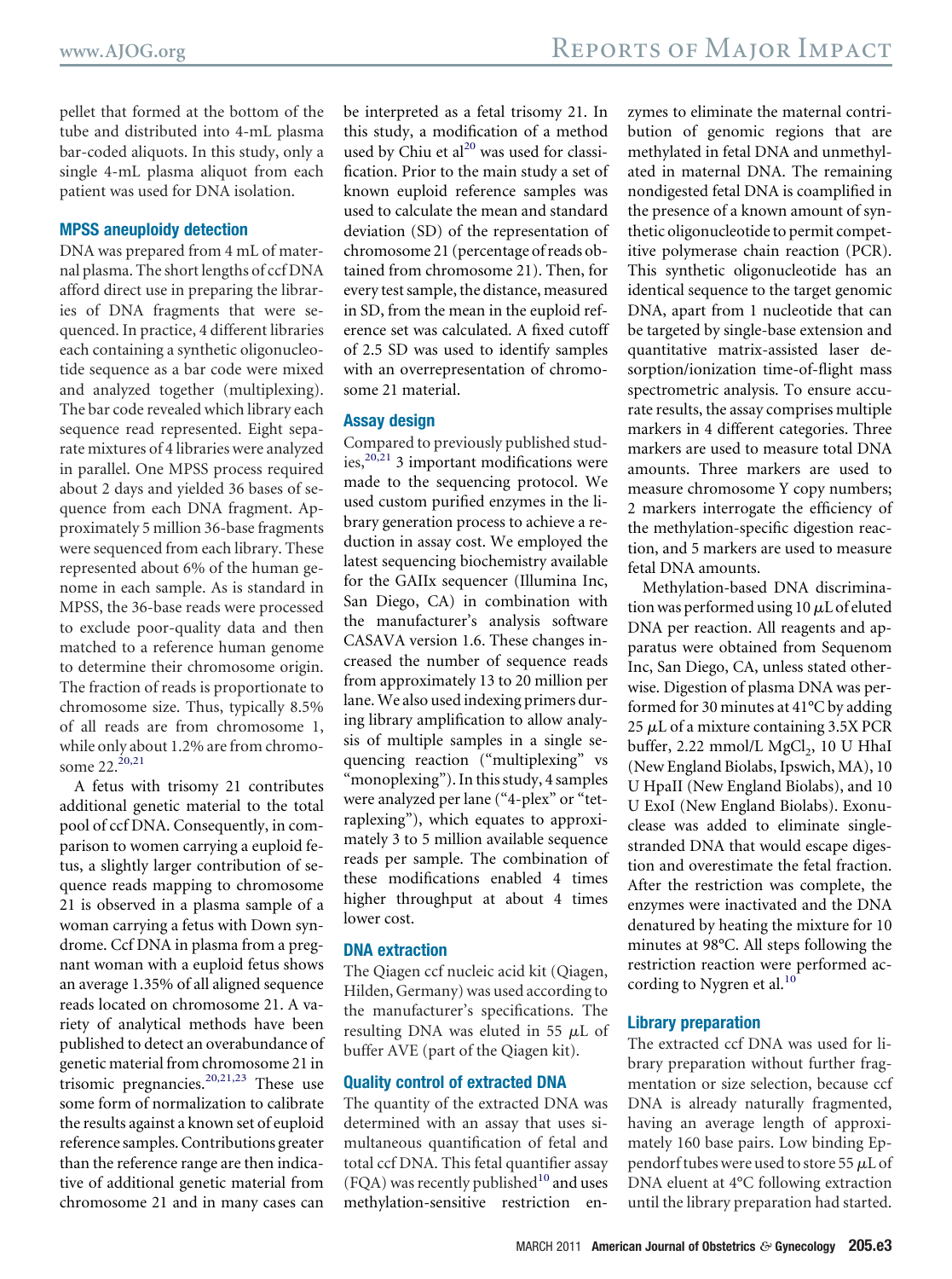pellet that formed at the bottom of the tube and distributed into 4-mL plasma bar-coded aliquots. In this study, only a single 4-mL plasma aliquot from each patient was used for DNA isolation.

### MPSS aneuploidy detection

DNA was prepared from 4 mL of maternal plasma. The short lengths of ccf DNA afford direct use in preparing the libraries of DNA fragments that were sequenced. In practice, 4 different libraries each containing a synthetic oligonucleotide sequence as a bar code were mixed and analyzed together (multiplexing). The bar code revealed which library each sequence read represented. Eight separate mixtures of 4 libraries were analyzed in parallel. One MPSS process required about 2 days and yielded 36 bases of sequence from each DNA fragment. Approximately 5 million 36-base fragments were sequenced from each library. These represented about 6% of the human genome in each sample. As is standard in MPSS, the 36-base reads were processed to exclude poor-quality data and then matched to a reference human genome to determine their chromosome origin. The fraction of reads is proportionate to chromosome size. Thus, typically 8.5% of all reads are from chromosome 1, while only about 1.2% are from chromosome 22.[20,21]

A fetus with trisomy 21 contributes additional genetic material to the total pool of ccf DNA. Consequently, in comparison to women carrying a euploid fetus, a slightly larger contribution of sequence reads mapping to chromosome 21 is observed in a plasma sample of a woman carrying a fetus with Down syndrome. Ccf DNA in plasma from a pregnant woman with a euploid fetus shows an average 1.35% of all aligned sequence reads located on chromosome 21. A variety of analytical methods have been published to detect an overabundance of genetic material from chromosome 21 in trisomic pregnancies.[20,21,23] These use some form of normalization to calibrate the results against a known set of euploid reference samples. Contributions greater than the reference range are then indicative of additional genetic material from chromosome 21 and in many cases can be interpreted as a fetal trisomy 21. In this study, a modification of a method used by Chiu et al[20] was used for classification. Prior to the main study a set of known euploid reference samples was used to calculate the mean and standard deviation (SD) of the representation of chromosome 21 (percentage of reads obtained from chromosome 21). Then, for every test sample, the distance, measured in SD, from the mean in the euploid reference set was calculated. A fixed cutoff of 2.5 SD was used to identify samples with an overrepresentation of chromosome 21 material.

### Assay design

Compared to previously published studies,[20,21] 3 important modifications were made to the sequencing protocol. We used custom purified enzymes in the library generation process to achieve a reduction in assay cost. We employed the latest sequencing biochemistry available for the GAIIx sequencer (Illumina Inc, San Diego, CA) in combination with the manufacturer's analysis software CASAVA version 1.6. These changes increased the number of sequence reads from approximately 13 to 20 million per lane. We also used indexing primers during library amplification to allow analysis of multiple samples in a single sequencing reaction ("multiplexing" vs "monoplexing"). In this study, 4 samples were analyzed per lane ("4-plex" or "tetraplexing"), which equates to approximately 3 to 5 million available sequence reads per sample. The combination of these modifications enabled 4 times higher throughput at about 4 times lower cost.

### DNA extraction

The Qiagen ccf nucleic acid kit (Qiagen, Hilden, Germany) was used according to the manufacturer's specifications. The resulting DNA was eluted in 55 $\mu$L of buffer AVE (part of the Qiagen kit).

### Quality control of extracted DNA

The quantity of the extracted DNA was determined with an assay that uses simultaneous quantification of fetal and total ccf DNA. This fetal quantifier assay (FQA) was recently published[10] and uses methylation-sensitive restriction enzymes to eliminate the maternal contribution of genomic regions that are methylated in fetal DNA and unmethylated in maternal DNA. The remaining nondigested fetal DNA is coamplified in the presence of a known amount of synthetic oligonucleotide to permit competitive polymerase chain reaction (PCR). This synthetic oligonucleotide has an identical sequence to the target genomic DNA, apart from 1 nucleotide that can be targeted by single-base extension and quantitative matrix-assisted laser desorption/ionization time-of-flight mass spectrometric analysis. To ensure accurate results, the assay comprises multiple markers in 4 different categories. Three markers are used to measure total DNA amounts. Three markers are used to measure chromosome Y copy numbers; 2 markers interrogate the efficiency of the methylation-specific digestion reaction, and 5 markers are used to measure fetal DNA amounts.

Methylation-based DNA discrimination was performed using 10 $\mu$L of eluted DNA per reaction. All reagents and apparatus were obtained from Sequenom Inc, San Diego, CA, unless stated otherwise. Digestion of plasma DNA was performed for 30 minutes at 41°C by adding 25 $\mu$L of a mixture containing 3.5X PCR buffer, 2.22 mmol/L $MgCl_2$, 10 U HhaI (New England Biolabs, Ipswich, MA), 10 U HpaII (New England Biolabs), and 10 U ExoI (New England Biolabs). Exonuclease was added to eliminate single-stranded DNA that would escape digestion and overestimate the fetal fraction. After the restriction was complete, the enzymes were inactivated and the DNA denatured by heating the mixture for 10 minutes at 98°C. All steps following the restriction reaction were performed according to Nygren et al.[10]

### Library preparation

The extracted ccf DNA was used for library preparation without further fragmentation or size selection, because ccf DNA is already naturally fragmented, having an average length of approximately 160 base pairs. Low binding Eppendorf tubes were used to store 55 $\mu$L of DNA eluent at 4°C following extraction until the library preparation had started.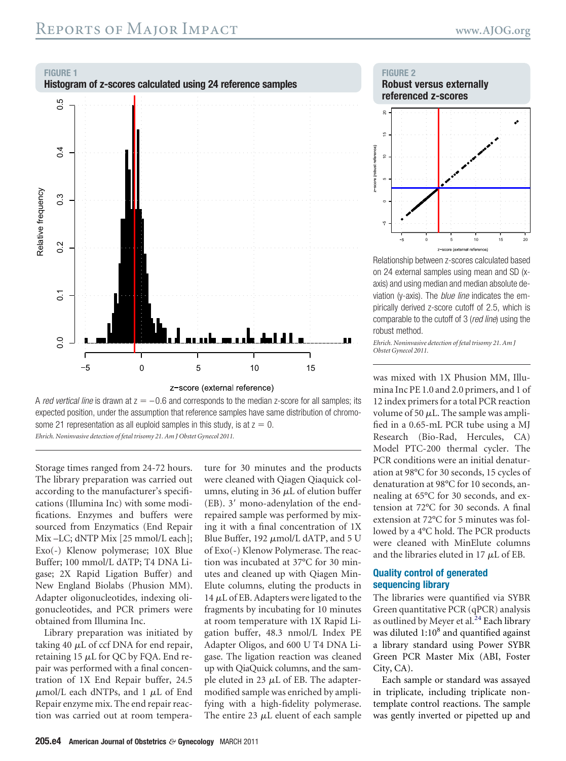**FIGURE 1**
**Histogram of z-scores calculated using 24 reference samples**

A *red vertical line* is drawn at $z = -0.6$ and corresponds to the median z-score for all samples; its expected position, under the assumption that reference samples have same distribution of chromosome 21 representation as all euploid samples in this study, is at $z = 0$.

*Ehrich. Noninvasive detection of fetal trisomy 21. Am J Obstet Gynecol 2011.*

**FIGURE 2**
**Robust versus externally referenced z-scores**

Relationship between z-scores calculated based on 24 external samples using mean and SD (x-axis) and using median and median absolute deviation (y-axis). The *blue line* indicates the empirically derived z-score cutoff of 2.5, which is comparable to the cutoff of 3 (*red line*) using the robust method.

*Ehrich. Noninvasive detection of fetal trisomy 21. Am J Obstet Gynecol 2011.*

Storage times ranged from 24-72 hours. The library preparation was carried out according to the manufacturer's specifications (Illumina Inc) with some modifications. Enzymes and buffers were sourced from Enzymatics (End Repair Mix –LC; dNTP Mix [25 mmol/L each]; Exo(-) Klenow polymerase; 10X Blue Buffer; 100 mmol/L dATP; T4 DNA Ligase; 2X Rapid Ligation Buffer) and New England Biolabs (Phusion MM). Adapter oligonucleotides, indexing oligonucleotides, and PCR primers were obtained from Illumina Inc.

Library preparation was initiated by taking 40 $\mu$L of ccf DNA for end repair, retaining 15 $\mu$L for QC by FQA. End repair was performed with a final concentration of 1X End Repair buffer, 24.5 $\mu$mol/L each dNTPs, and 1 $\mu$L of End Repair enzyme mix. The end repair reaction was carried out at room temperature for 30 minutes and the products were cleaned with Qiagen Qiaquick columns, eluting in 36 $\mu$L of elution buffer (EB). 3′ mono-adenylation of the end-repaired sample was performed by mixing it with a final concentration of 1X Blue Buffer, 192 $\mu$mol/L dATP, and 5 U of Exo(-) Klenow Polymerase. The reaction was incubated at 37°C for 30 minutes and cleaned up with Qiagen MinElute columns, eluting the products in 14 $\mu$L of EB. Adapters were ligated to the fragments by incubating for 10 minutes at room temperature with 1X Rapid Ligation buffer, 48.3 nmol/L Index PE Adapter Oligos, and 600 U T4 DNA Ligase. The ligation reaction was cleaned up with QiaQuick columns, and the sample eluted in 23 $\mu$L of EB. The adapter-modified sample was enriched by amplifying with a high-fidelity polymerase. The entire 23 $\mu$L eluent of each sample was mixed with 1X Phusion MM, Illumina Inc PE 1.0 and 2.0 primers, and 1 of 12 index primers for a total PCR reaction volume of 50 $\mu$L. The sample was amplified in a 0.65-mL PCR tube using a MJ Research (Bio-Rad, Hercules, CA) Model PTC-200 thermal cycler. The PCR conditions were an initial denaturation at 98°C for 30 seconds, 15 cycles of denaturation at 98°C for 10 seconds, annealing at 65°C for 30 seconds, and extension at 72°C for 30 seconds. A final extension at 72°C for 5 minutes was followed by a 4°C hold. The PCR products were cleaned with MinElute columns and the libraries eluted in 17 $\mu$L of EB.

### Quality control of generated sequencing library

The libraries were quantified via SYBR Green quantitative PCR (qPCR) analysis as outlined by Meyer et al.[24] Each library was diluted $1{:}10^8$ and quantified against a library standard using Power SYBR Green PCR Master Mix (ABI, Foster City, CA).

Each sample or standard was assayed in triplicate, including triplicate nontemplate control reactions. The sample was gently inverted or pipetted up and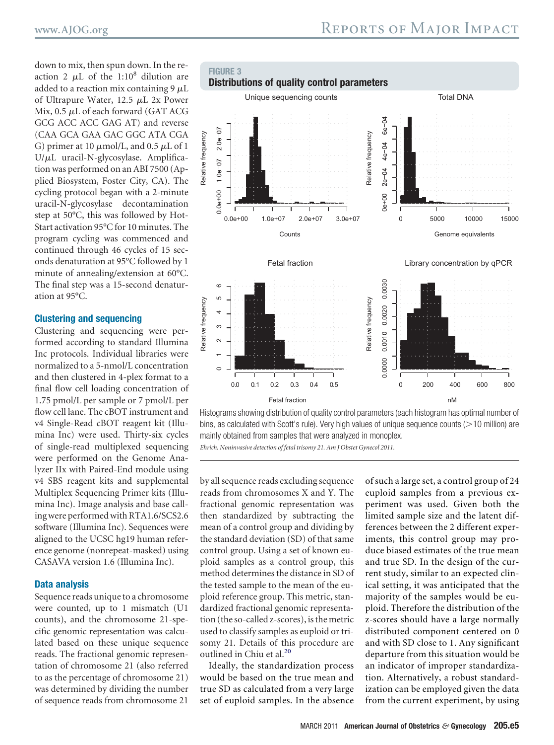down to mix, then spun down. In the reaction 2 μL of the 1:$10^8$ dilution are added to a reaction mix containing 9 μL of Ultrapure Water, 12.5 μL 2x Power Mix, 0.5 μL of each forward (GAT ACG GCG ACC ACC GAG AT) and reverse (CAA GCA GAA GAC GGC ATA CGA G) primer at 10 μmol/L, and 0.5 μL of 1 U/μL uracil-N-glycosylase. Amplification was performed on an ABI 7500 (Applied Biosystem, Foster City, CA). The cycling protocol began with a 2-minute uracil-N-glycosylase decontamination step at 50°C, this was followed by Hot-Start activation 95°C for 10 minutes. The program cycling was commenced and continued through 46 cycles of 15 seconds denaturation at 95°C followed by 1 minute of annealing/extension at 60°C. The final step was a 15-second denaturation at 95°C.

### Clustering and sequencing

Clustering and sequencing were performed according to standard Illumina Inc protocols. Individual libraries were normalized to a 5-nmol/L concentration and then clustered in 4-plex format to a final flow cell loading concentration of 1.75 pmol/L per sample or 7 pmol/L per flow cell lane. The cBOT instrument and v4 Single-Read cBOT reagent kit (Illumina Inc) were used. Thirty-six cycles of single-read multiplexed sequencing were performed on the Genome Analyzer IIx with Paired-End module using v4 SBS reagent kits and supplemental Multiplex Sequencing Primer kits (Illumina Inc). Image analysis and base calling were performed with RTA1.6/SCS2.6 software (Illumina Inc). Sequences were aligned to the UCSC hg19 human reference genome (nonrepeat-masked) using CASAVA version 1.6 (Illumina Inc).

### Data analysis

Sequence reads unique to a chromosome were counted, up to 1 mismatch (U1 counts), and the chromosome 21-specific genomic representation was calculated based on these unique sequence reads. The fractional genomic representation of chromosome 21 (also referred to as the percentage of chromosome 21) was determined by dividing the number of sequence reads from chromosome 21 by all sequence reads excluding sequence reads from chromosomes X and Y. The fractional genomic representation was then standardized by subtracting the mean of a control group and dividing by the standard deviation (SD) of that same control group. Using a set of known euploid samples as a control group, this method determines the distance in SD of the tested sample to the mean of the euploid reference group. This metric, standardized fractional genomic representation (the so-called z-scores), is the metric used to classify samples as euploid or trisomy 21. Details of this procedure are outlined in Chiu et al.[20]

Ideally, the standardization process would be based on the true mean and true SD as calculated from a very large set of euploid samples. In the absence of such a large set, a control group of 24 euploid samples from a previous experiment was used. Given both the limited sample size and the latent differences between the 2 different experiments, this control group may produce biased estimates of the true mean and true SD. In the design of the current study, similar to an expected clinical setting, it was anticipated that the majority of the samples would be euploid. Therefore the distribution of the z-scores should have a large normally distributed component centered on 0 and with SD close to 1. Any significant departure from this situation would be an indicator of improper standardization. Alternatively, a robust standardization can be employed given the data from the current experiment, by using

**FIGURE 3**
**Distributions of quality control parameters**

Histograms showing distribution of quality control parameters (each histogram has optimal number of bins, as calculated with Scott's rule). Very high values of unique sequence counts (>10 million) are mainly obtained from samples that were analyzed in monoplex.

*Ehrich. Noninvasive detection of fetal trisomy 21. Am J Obstet Gynecol 2011.*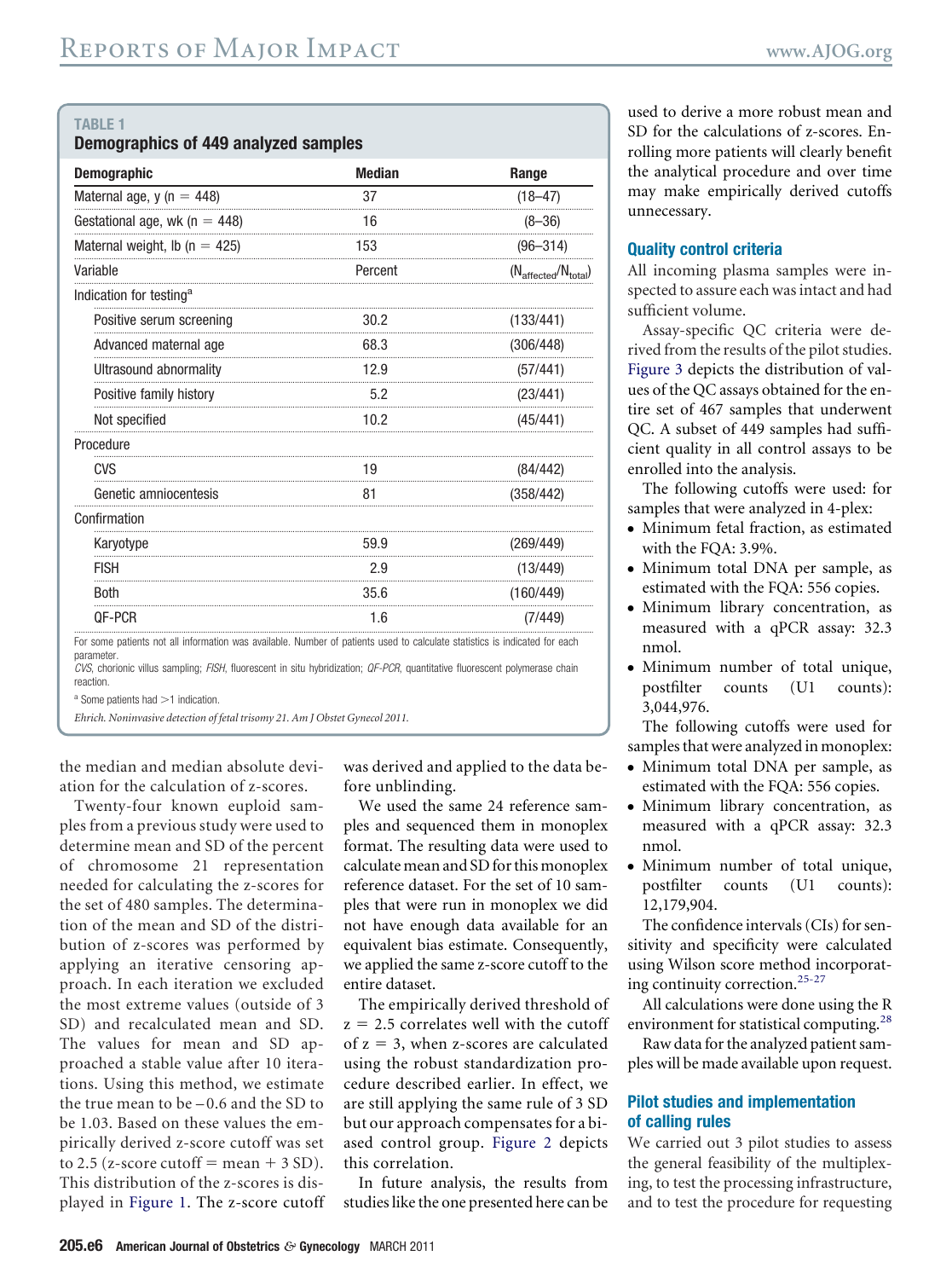**TABLE 1**
**Demographics of 449 analyzed samples**

| Demographic | Median | Range |
|---|---|---|
| Maternal age, y (n = 448) | 37 | (18–47) |
| Gestational age, wk (n = 448) | 16 | (8–36) |
| Maternal weight, lb (n = 425) | 153 | (96–314) |
| Variable | Percent | ($N_{affected}/N_{total}$) |
| Indication for testing[a] | | |
| Positive serum screening | 30.2 | (133/441) |
| Advanced maternal age | 68.3 | (306/448) |
| Ultrasound abnormality | 12.9 | (57/441) |
| Positive family history | 5.2 | (23/441) |
| Not specified | 10.2 | (45/441) |
| Procedure | | |
| CVS | 19 | (84/442) |
| Genetic amniocentesis | 81 | (358/442) |
| Confirmation | | |
| Karyotype | 59.9 | (269/449) |
| FISH | 2.9 | (13/449) |
| Both | 35.6 | (160/449) |
| QF-PCR | 1.6 | (7/449) |

For some patients not all information was available. Number of patients used to calculate statistics is indicated for each parameter.

*CVS*, chorionic villus sampling; *FISH*, fluorescent in situ hybridization; *QF-PCR*, quantitative fluorescent polymerase chain reaction.

[a] Some patients had >1 indication.

*Ehrich. Noninvasive detection of fetal trisomy 21. Am J Obstet Gynecol 2011.*

the median and median absolute deviation for the calculation of z-scores.

Twenty-four known euploid samples from a previous study were used to determine mean and SD of the percent of chromosome 21 representation needed for calculating the z-scores for the set of 480 samples. The determination of the mean and SD of the distribution of z-scores was performed by applying an iterative censoring approach. In each iteration we excluded the most extreme values (outside of 3 SD) and recalculated mean and SD. The values for mean and SD approached a stable value after 10 iterations. Using this method, we estimate the true mean to be –0.6 and the SD to be 1.03. Based on these values the empirically derived z-score cutoff was set to 2.5 (z-score cutoff = mean + 3 SD). This distribution of the z-scores is displayed in Figure 1. The z-score cutoff was derived and applied to the data before unblinding.

We used the same 24 reference samples and sequenced them in monoplex format. The resulting data were used to calculate mean and SD for this monoplex reference dataset. For the set of 10 samples that were run in monoplex we did not have enough data available for an equivalent bias estimate. Consequently, we applied the same z-score cutoff to the entire dataset.

The empirically derived threshold of z = 2.5 correlates well with the cutoff of z = 3, when z-scores are calculated using the robust standardization procedure described earlier. In effect, we are still applying the same rule of 3 SD but our approach compensates for a biased control group. Figure 2 depicts this correlation.

In future analysis, the results from studies like the one presented here can be used to derive a more robust mean and SD for the calculations of z-scores. Enrolling more patients will clearly benefit the analytical procedure and over time may make empirically derived cutoffs unnecessary.

### Quality control criteria

All incoming plasma samples were inspected to assure each was intact and had sufficient volume.

Assay-specific QC criteria were derived from the results of the pilot studies. Figure 3 depicts the distribution of values of the QC assays obtained for the entire set of 467 samples that underwent QC. A subset of 449 samples had sufficient quality in all control assays to be enrolled into the analysis.

The following cutoffs were used: for samples that were analyzed in 4-plex:

- Minimum fetal fraction, as estimated with the FQA: 3.9%.
- Minimum total DNA per sample, as estimated with the FQA: 556 copies.
- Minimum library concentration, as measured with a qPCR assay: 32.3 nmol.
- Minimum number of total unique, postfilter counts (U1 counts): 3,044,976.

The following cutoffs were used for samples that were analyzed in monoplex:

- Minimum total DNA per sample, as estimated with the FQA: 556 copies.
- Minimum library concentration, as measured with a qPCR assay: 32.3 nmol.
- Minimum number of total unique, postfilter counts (U1 counts): 12,179,904.

The confidence intervals (CIs) for sensitivity and specificity were calculated using Wilson score method incorporating continuity correction.[25-27]

All calculations were done using the R environment for statistical computing.[28]

Raw data for the analyzed patient samples will be made available upon request.

### Pilot studies and implementation of calling rules

We carried out 3 pilot studies to assess the general feasibility of the multiplexing, to test the processing infrastructure, and to test the procedure for requesting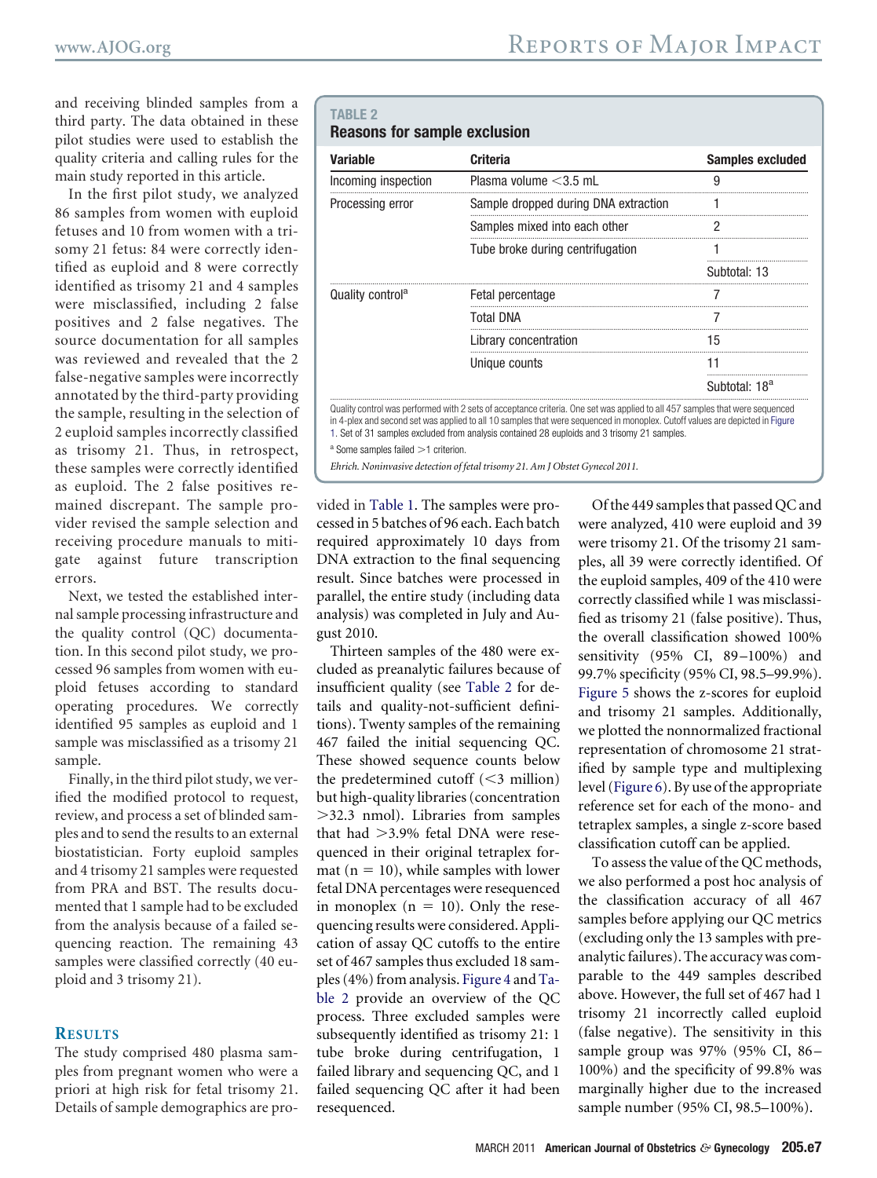and receiving blinded samples from a third party. The data obtained in these pilot studies were used to establish the quality criteria and calling rules for the main study reported in this article.

In the first pilot study, we analyzed 86 samples from women with euploid fetuses and 10 from women with a trisomy 21 fetus: 84 were correctly identified as euploid and 8 were correctly identified as trisomy 21 and 4 samples were misclassified, including 2 false positives and 2 false negatives. The source documentation for all samples was reviewed and revealed that the 2 false-negative samples were incorrectly annotated by the third-party providing the sample, resulting in the selection of 2 euploid samples incorrectly classified as trisomy 21. Thus, in retrospect, these samples were correctly identified as euploid. The 2 false positives remained discrepant. The sample provider revised the sample selection and receiving procedure manuals to mitigate against future transcription errors.

Next, we tested the established internal sample processing infrastructure and the quality control (QC) documentation. In this second pilot study, we processed 96 samples from women with euploid fetuses according to standard operating procedures. We correctly identified 95 samples as euploid and 1 sample was misclassified as a trisomy 21 sample.

Finally, in the third pilot study, we verified the modified protocol to request, review, and process a set of blinded samples and to send the results to an external biostatistician. Forty euploid samples and 4 trisomy 21 samples were requested from PRA and BST. The results documented that 1 sample had to be excluded from the analysis because of a failed sequencing reaction. The remaining 43 samples were classified correctly (40 euploid and 3 trisomy 21).

## RESULTS

The study comprised 480 plasma samples from pregnant women who were a priori at high risk for fetal trisomy 21. Details of sample demographics are provided in Table 1. The samples were processed in 5 batches of 96 each. Each batch required approximately 10 days from DNA extraction to the final sequencing result. Since batches were processed in parallel, the entire study (including data analysis) was completed in July and August 2010.

Thirteen samples of the 480 were excluded as preanalytic failures because of insufficient quality (see Table 2 for details and quality-not-sufficient definitions). Twenty samples of the remaining 467 failed the initial sequencing QC. These showed sequence counts below the predetermined cutoff (<3 million) but high-quality libraries (concentration >32.3 nmol). Libraries from samples that had >3.9% fetal DNA were resequenced in their original tetraplex format (n = 10), while samples with lower fetal DNA percentages were resequenced in monoplex (n = 10). Only the resequencing results were considered. Application of assay QC cutoffs to the entire set of 467 samples thus excluded 18 samples (4%) from analysis. Figure 4 and Table 2 provide an overview of the QC process. Three excluded samples were subsequently identified as trisomy 21: 1 tube broke during centrifugation, 1 failed library and sequencing QC, and 1 failed sequencing QC after it had been resequenced.

**TABLE 2**
**Reasons for sample exclusion**

| Variable | Criteria | Samples excluded |
|---|---|---|
| Incoming inspection | Plasma volume <3.5 mL | 9 |
| Processing error | Sample dropped during DNA extraction | 1 |
| | Samples mixed into each other | 2 |
| | Tube broke during centrifugation | 1 |
| | | Subtotal: 13 |
| Quality control[a] | Fetal percentage | 7 |
| | Total DNA | 7 |
| | Library concentration | 15 |
| | Unique counts | 11 |
| | | Subtotal: 18[a] |

Quality control was performed with 2 sets of acceptance criteria. One set was applied to all 457 samples that were sequenced in 4-plex and second set was applied to all 10 samples that were sequenced in monoplex. Cutoff values are depicted in Figure 1. Set of 31 samples excluded from analysis contained 28 euploids and 3 trisomy 21 samples.

[a] Some samples failed >1 criterion.

*Ehrich. Noninvasive detection of fetal trisomy 21. Am J Obstet Gynecol 2011.*

Of the 449 samples that passed QC and were analyzed, 410 were euploid and 39 were trisomy 21. Of the trisomy 21 samples, all 39 were correctly identified. Of the euploid samples, 409 of the 410 were correctly classified while 1 was misclassified as trisomy 21 (false positive). Thus, the overall classification showed 100% sensitivity (95% CI, 89–100%) and 99.7% specificity (95% CI, 98.5–99.9%). Figure 5 shows the z-scores for euploid and trisomy 21 samples. Additionally, we plotted the nonnormalized fractional representation of chromosome 21 stratified by sample type and multiplexing level (Figure 6). By use of the appropriate reference set for each of the mono- and tetraplex samples, a single z-score based classification cutoff can be applied.

To assess the value of the QC methods, we also performed a post hoc analysis of the classification accuracy of all 467 samples before applying our QC metrics (excluding only the 13 samples with preanalytic failures). The accuracy was comparable to the 449 samples described above. However, the full set of 467 had 1 trisomy 21 incorrectly called euploid (false negative). The sensitivity in this sample group was 97% (95% CI, 86–100%) and the specificity of 99.8% was marginally higher due to the increased sample number (95% CI, 98.5–100%).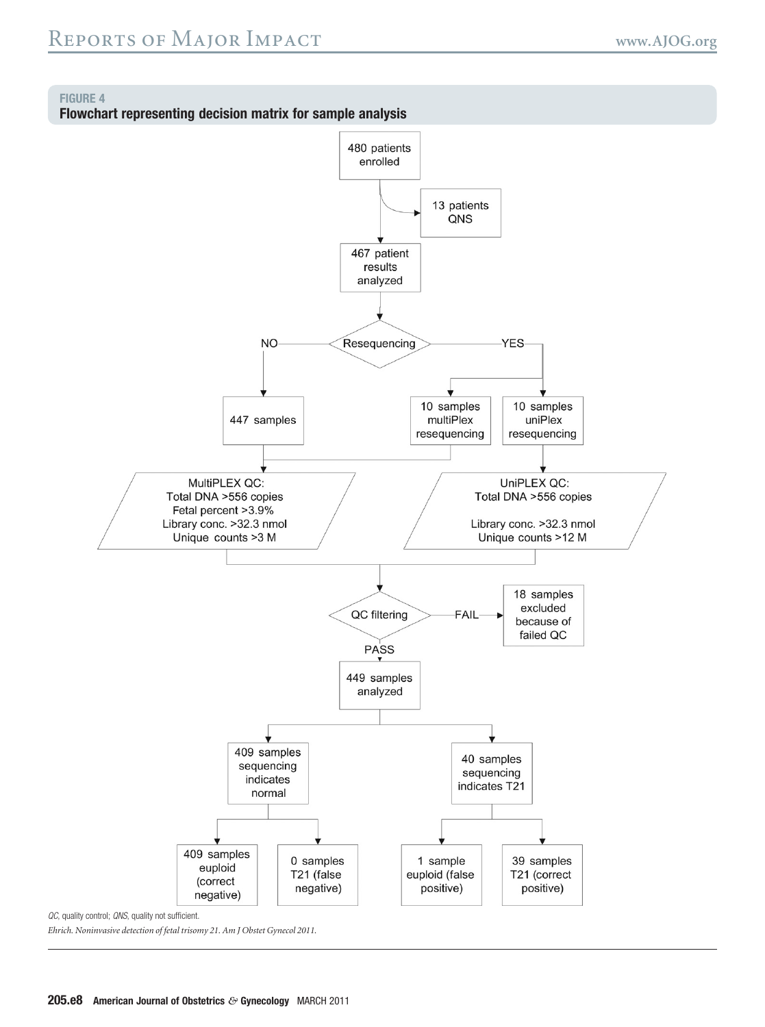**FIGURE 4**

**Flowchart representing decision matrix for sample analysis**

480 patients enrolled

13 patients QNS

467 patient results analyzed

Resequencing

NO

YES

447 samples

10 samples multiPlex resequencing

10 samples uniPlex resequencing

MultiPLEX QC:
Total DNA >556 copies
Fetal percent >3.9%
Library conc. >32.3 nmol
Unique counts >3 M

UniPLEX QC:
Total DNA >556 copies
Library conc. >32.3 nmol
Unique counts >12 M

QC filtering

FAIL

18 samples excluded because of failed QC

PASS

449 samples analyzed

409 samples sequencing indicates normal

40 samples sequencing indicates T21

409 samples euploid (correct negative)

0 samples T21 (false negative)

1 sample euploid (false positive)

39 samples T21 (correct positive)

*QC*, quality control; *QNS*, quality not sufficient.

*Ehrich. Noninvasive detection of fetal trisomy 21. Am J Obstet Gynecol 2011.*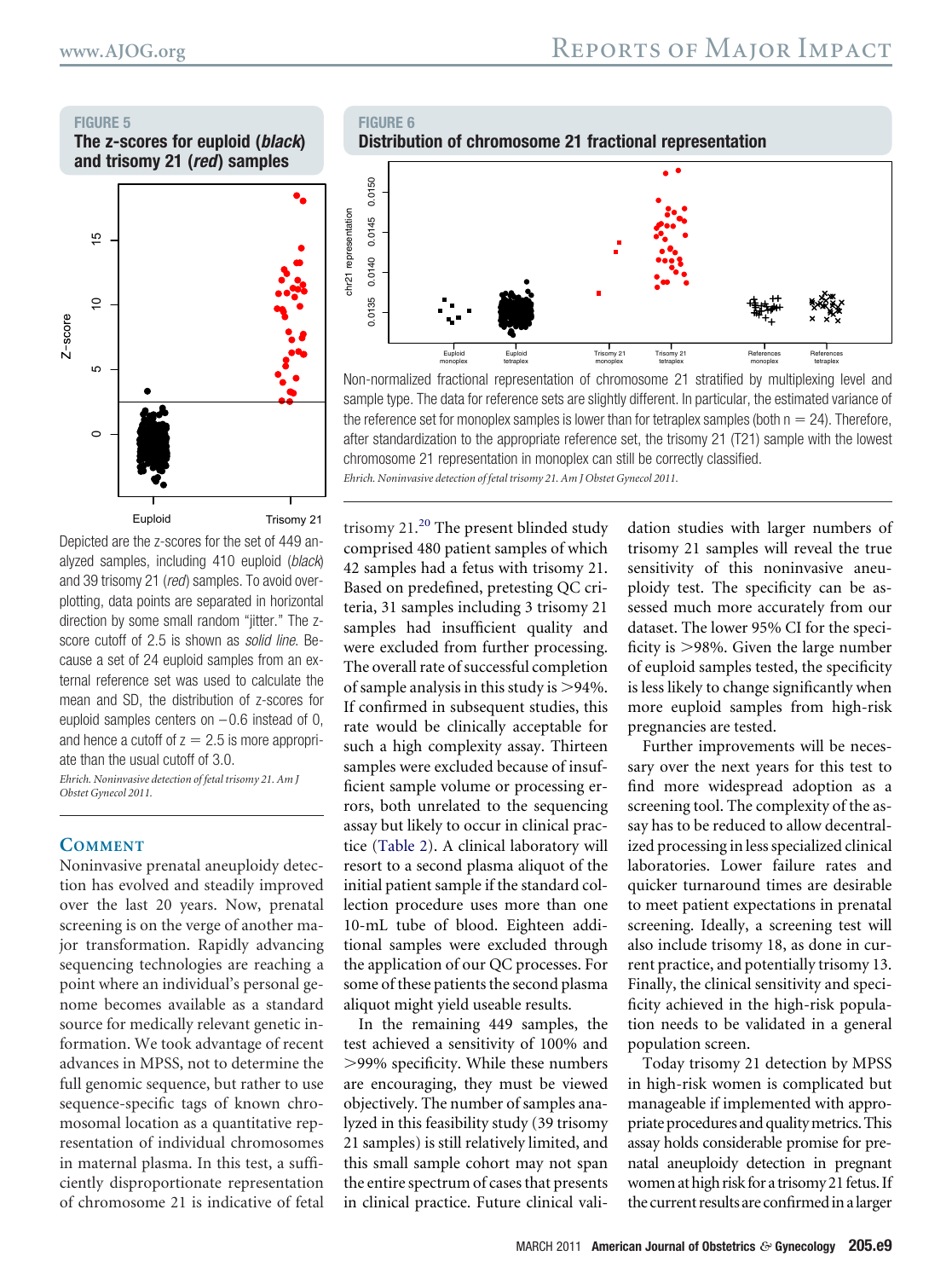**FIGURE 5**

**The z-scores for euploid (*black*) and trisomy 21 (*red*) samples**

Depicted are the z-scores for the set of 449 analyzed samples, including 410 euploid (*black*) and 39 trisomy 21 (*red*) samples. To avoid overplotting, data points are separated in horizontal direction by some small random "jitter." The z-score cutoff of 2.5 is shown as *solid line*. Because a set of 24 euploid samples from an external reference set was used to calculate the mean and SD, the distribution of z-scores for euploid samples centers on −0.6 instead of 0, and hence a cutoff of z = 2.5 is more appropriate than the usual cutoff of 3.0.

*Ehrich. Noninvasive detection of fetal trisomy 21. Am J Obstet Gynecol 2011.*

**FIGURE 6**

**Distribution of chromosome 21 fractional representation**

Non-normalized fractional representation of chromosome 21 stratified by multiplexing level and sample type. The data for reference sets are slightly different. In particular, the estimated variance of the reference set for monoplex samples is lower than for tetraplex samples (both n = 24). Therefore, after standardization to the appropriate reference set, the trisomy 21 (T21) sample with the lowest chromosome 21 representation in monoplex can still be correctly classified.

*Ehrich. Noninvasive detection of fetal trisomy 21. Am J Obstet Gynecol 2011.*

## Comment

Noninvasive prenatal aneuploidy detection has evolved and steadily improved over the last 20 years. Now, prenatal screening is on the verge of another major transformation. Rapidly advancing sequencing technologies are reaching a point where an individual's personal genome becomes available as a standard source for medically relevant genetic information. We took advantage of recent advances in MPSS, not to determine the full genomic sequence, but rather to use sequence-specific tags of known chromosomal location as a quantitative representation of individual chromosomes in maternal plasma. In this test, a sufficiently disproportionate representation of chromosome 21 is indicative of fetal trisomy 21.[20] The present blinded study comprised 480 patient samples of which 42 samples had a fetus with trisomy 21. Based on predefined, pretesting QC criteria, 31 samples including 3 trisomy 21 samples had insufficient quality and were excluded from further processing. The overall rate of successful completion of sample analysis in this study is >94%. If confirmed in subsequent studies, this rate would be clinically acceptable for such a high complexity assay. Thirteen samples were excluded because of insufficient sample volume or processing errors, both unrelated to the sequencing assay but likely to occur in clinical practice (Table 2). A clinical laboratory will resort to a second plasma aliquot of the initial patient sample if the standard collection procedure uses more than one 10-mL tube of blood. Eighteen additional samples were excluded through the application of our QC processes. For some of these patients the second plasma aliquot might yield useable results.

In the remaining 449 samples, the test achieved a sensitivity of 100% and >99% specificity. While these numbers are encouraging, they must be viewed objectively. The number of samples analyzed in this feasibility study (39 trisomy 21 samples) is still relatively limited, and this small sample cohort may not span the entire spectrum of cases that presents in clinical practice. Future clinical validation studies with larger numbers of trisomy 21 samples will reveal the true sensitivity of this noninvasive aneuploidy test. The specificity can be assessed much more accurately from our dataset. The lower 95% CI for the specificity is >98%. Given the large number of euploid samples tested, the specificity is less likely to change significantly when more euploid samples from high-risk pregnancies are tested.

Further improvements will be necessary over the next years for this test to find more widespread adoption as a screening tool. The complexity of the assay has to be reduced to allow decentralized processing in less specialized clinical laboratories. Lower failure rates and quicker turnaround times are desirable to meet patient expectations in prenatal screening. Ideally, a screening test will also include trisomy 18, as done in current practice, and potentially trisomy 13. Finally, the clinical sensitivity and specificity achieved in the high-risk population needs to be validated in a general population screen.

Today trisomy 21 detection by MPSS in high-risk women is complicated but manageable if implemented with appropriate procedures and quality metrics. This assay holds considerable promise for prenatal aneuploidy detection in pregnant women at high risk for a trisomy 21 fetus. If the current results are confirmed in a larger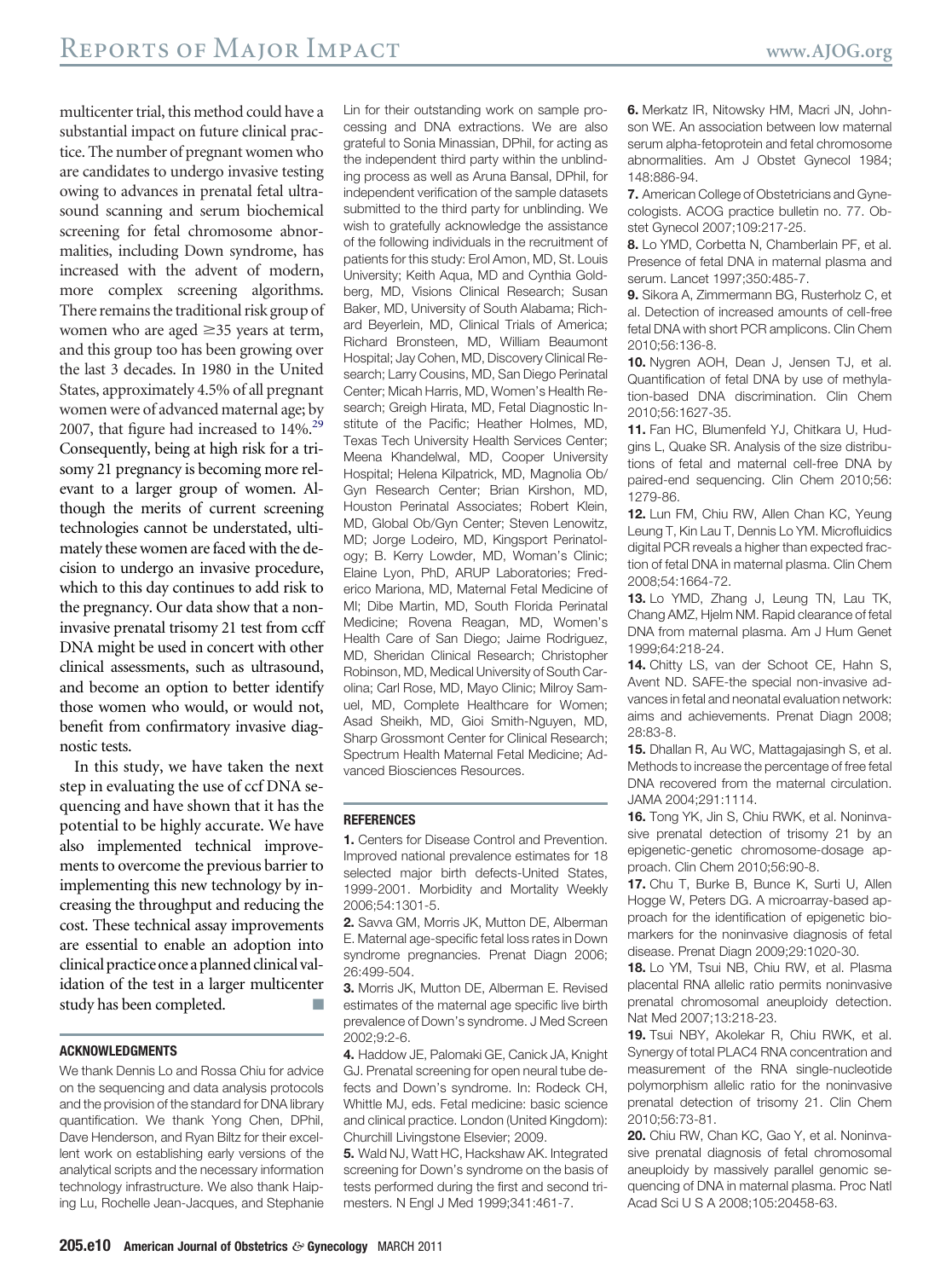multicenter trial, this method could have a substantial impact on future clinical practice. The number of pregnant women who are candidates to undergo invasive testing owing to advances in prenatal fetal ultrasound scanning and serum biochemical screening for fetal chromosome abnormalities, including Down syndrome, has increased with the advent of modern, more complex screening algorithms. There remains the traditional risk group of women who are aged ≥35 years at term, and this group too has been growing over the last 3 decades. In 1980 in the United States, approximately 4.5% of all pregnant women were of advanced maternal age; by 2007, that figure had increased to 14%.[29] Consequently, being at high risk for a trisomy 21 pregnancy is becoming more relevant to a larger group of women. Although the merits of current screening technologies cannot be understated, ultimately these women are faced with the decision to undergo an invasive procedure, which to this day continues to add risk to the pregnancy. Our data show that a noninvasive prenatal trisomy 21 test from ccff DNA might be used in concert with other clinical assessments, such as ultrasound, and become an option to better identify those women who would, or would not, benefit from confirmatory invasive diagnostic tests.

In this study, we have taken the next step in evaluating the use of ccf DNA sequencing and have shown that it has the potential to be highly accurate. We have also implemented technical improvements to overcome the previous barrier to implementing this new technology by increasing the throughput and reducing the cost. These technical assay improvements are essential to enable an adoption into clinical practice once a planned clinical validation of the test in a larger multicenter study has been completed. ■

## ACKNOWLEDGMENTS

We thank Dennis Lo and Rossa Chiu for advice on the sequencing and data analysis protocols and the provision of the standard for DNA library quantification. We thank Yong Chen, DPhil, Dave Henderson, and Ryan Biltz for their excellent work on establishing early versions of the analytical scripts and the necessary information technology infrastructure. We also thank Haiping Lu, Rochelle Jean-Jacques, and Stephanie Lin for their outstanding work on sample processing and DNA extractions. We are also grateful to Sonia Minassian, DPhil, for acting as the independent third party within the unblinding process as well as Aruna Bansal, DPhil, for independent verification of the sample datasets submitted to the third party for unblinding. We wish to gratefully acknowledge the assistance of the following individuals in the recruitment of patients for this study: Erol Amon, MD, St. Louis University; Keith Aqua, MD and Cynthia Goldberg, MD, Visions Clinical Research; Susan Baker, MD, University of South Alabama; Richard Beyerlein, MD, Clinical Trials of America; Richard Bronsteen, MD, William Beaumont Hospital; Jay Cohen, MD, Discovery Clinical Research; Larry Cousins, MD, San Diego Perinatal Center; Micah Harris, MD, Women's Health Research; Greigh Hirata, MD, Fetal Diagnostic Institute of the Pacific; Heather Holmes, MD, Texas Tech University Health Services Center; Meena Khandelwal, MD, Cooper University Hospital; Helena Kilpatrick, MD, Magnolia Ob/Gyn Research Center; Brian Kirshon, MD, Houston Perinatal Associates; Robert Klein, MD, Global Ob/Gyn Center; Steven Lenowitz, MD; Jorge Lodeiro, MD, Kingsport Perinatology; B. Kerry Lowder, MD, Woman's Clinic; Elaine Lyon, PhD, ARUP Laboratories; Frederico Mariona, MD, Maternal Fetal Medicine of MI; Dibe Martin, MD, South Florida Perinatal Medicine; Rovena Reagan, MD, Women's Health Care of San Diego; Jaime Rodriguez, MD, Sheridan Clinical Research; Christopher Robinson, MD, Medical University of South Carolina; Carl Rose, MD, Mayo Clinic; Milroy Samuel, MD, Complete Healthcare for Women; Asad Sheikh, MD, Gioi Smith-Nguyen, MD, Sharp Grossmont Center for Clinical Research; Spectrum Health Maternal Fetal Medicine; Advanced Biosciences Resources.

## REFERENCES

**1.** Centers for Disease Control and Prevention. Improved national prevalence estimates for 18 selected major birth defects-United States, 1999-2001. Morbidity and Mortality Weekly 2006;54:1301-5.

**2.** Savva GM, Morris JK, Mutton DE, Alberman E. Maternal age-specific fetal loss rates in Down syndrome pregnancies. Prenat Diagn 2006; 26:499-504.

**3.** Morris JK, Mutton DE, Alberman E. Revised estimates of the maternal age specific live birth prevalence of Down's syndrome. J Med Screen 2002;9:2-6.

**4.** Haddow JE, Palomaki GE, Canick JA, Knight GJ. Prenatal screening for open neural tube defects and Down's syndrome. In: Rodeck CH, Whittle MJ, eds. Fetal medicine: basic science and clinical practice. London (United Kingdom): Churchill Livingstone Elsevier; 2009.

**5.** Wald NJ, Watt HC, Hackshaw AK. Integrated screening for Down's syndrome on the basis of tests performed during the first and second trimesters. N Engl J Med 1999;341:461-7.

**6.** Merkatz IR, Nitowsky HM, Macri JN, Johnson WE. An association between low maternal serum alpha-fetoprotein and fetal chromosome abnormalities. Am J Obstet Gynecol 1984; 148:886-94.

**7.** American College of Obstetricians and Gynecologists. ACOG practice bulletin no. 77. Obstet Gynecol 2007;109:217-25.

**8.** Lo YMD, Corbetta N, Chamberlain PF, et al. Presence of fetal DNA in maternal plasma and serum. Lancet 1997;350:485-7.

**9.** Sikora A, Zimmermann BG, Rusterholz C, et al. Detection of increased amounts of cell-free fetal DNA with short PCR amplicons. Clin Chem 2010;56:136-8.

**10.** Nygren AOH, Dean J, Jensen TJ, et al. Quantification of fetal DNA by use of methylation-based DNA discrimination. Clin Chem 2010;56:1627-35.

**11.** Fan HC, Blumenfeld YJ, Chitkara U, Hudgins L, Quake SR. Analysis of the size distributions of fetal and maternal cell-free DNA by paired-end sequencing. Clin Chem 2010;56: 1279-86.

**12.** Lun FM, Chiu RW, Allen Chan KC, Yeung Leung T, Kin Lau T, Dennis Lo YM. Microfluidics digital PCR reveals a higher than expected fraction of fetal DNA in maternal plasma. Clin Chem 2008;54:1664-72.

**13.** Lo YMD, Zhang J, Leung TN, Lau TK, Chang AMZ, Hjelm NM. Rapid clearance of fetal DNA from maternal plasma. Am J Hum Genet 1999;64:218-24.

**14.** Chitty LS, van der Schoot CE, Hahn S, Avent ND. SAFE-the special non-invasive advances in fetal and neonatal evaluation network: aims and achievements. Prenat Diagn 2008; 28:83-8.

**15.** Dhallan R, Au WC, Mattagajasingh S, et al. Methods to increase the percentage of free fetal DNA recovered from the maternal circulation. JAMA 2004;291:1114.

**16.** Tong YK, Jin S, Chiu RWK, et al. Noninvasive prenatal detection of trisomy 21 by an epigenetic-genetic chromosome-dosage approach. Clin Chem 2010;56:90-8.

**17.** Chu T, Burke B, Bunce K, Surti U, Allen Hogge W, Peters DG. A microarray-based approach for the identification of epigenetic biomarkers for the noninvasive diagnosis of fetal disease. Prenat Diagn 2009;29:1020-30.

**18.** Lo YM, Tsui NB, Chiu RW, et al. Plasma placental RNA allelic ratio permits noninvasive prenatal chromosomal aneuploidy detection. Nat Med 2007;13:218-23.

**19.** Tsui NBY, Akolekar R, Chiu RWK, et al. Synergy of total PLAC4 RNA concentration and measurement of the RNA single-nucleotide polymorphism allelic ratio for the noninvasive prenatal detection of trisomy 21. Clin Chem 2010;56:73-81.

**20.** Chiu RW, Chan KC, Gao Y, et al. Noninvasive prenatal diagnosis of fetal chromosomal aneuploidy by massively parallel genomic sequencing of DNA in maternal plasma. Proc Natl Acad Sci U S A 2008;105:20458-63.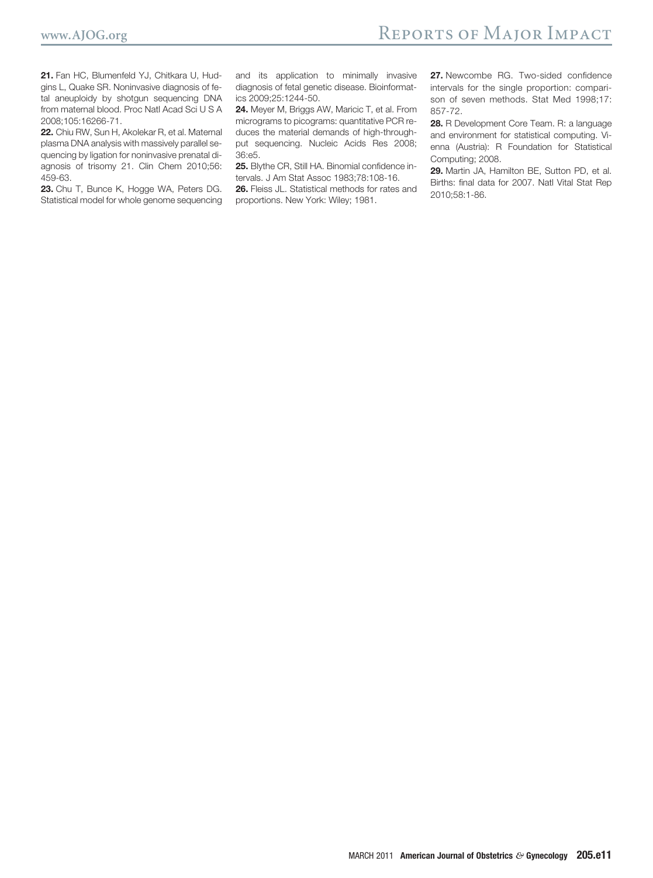**21.** Fan HC, Blumenfeld YJ, Chitkara U, Hudgins L, Quake SR. Noninvasive diagnosis of fetal aneuploidy by shotgun sequencing DNA from maternal blood. Proc Natl Acad Sci U S A 2008;105:16266-71.

**22.** Chiu RW, Sun H, Akolekar R, et al. Maternal plasma DNA analysis with massively parallel sequencing by ligation for noninvasive prenatal diagnosis of trisomy 21. Clin Chem 2010;56: 459-63.

**23.** Chu T, Bunce K, Hogge WA, Peters DG. Statistical model for whole genome sequencing and its application to minimally invasive diagnosis of fetal genetic disease. Bioinformatics 2009;25:1244-50.

**24.** Meyer M, Briggs AW, Maricic T, et al. From micrograms to picograms: quantitative PCR reduces the material demands of high-throughput sequencing. Nucleic Acids Res 2008; 36:e5.

**25.** Blythe CR, Still HA. Binomial confidence intervals. J Am Stat Assoc 1983;78:108-16.

**26.** Fleiss JL. Statistical methods for rates and proportions. New York: Wiley; 1981.

**27.** Newcombe RG. Two-sided confidence intervals for the single proportion: comparison of seven methods. Stat Med 1998;17: 857-72.

**28.** R Development Core Team. R: a language and environment for statistical computing. Vienna (Austria): R Foundation for Statistical Computing; 2008.

**29.** Martin JA, Hamilton BE, Sutton PD, et al. Births: final data for 2007. Natl Vital Stat Rep 2010;58:1-86.